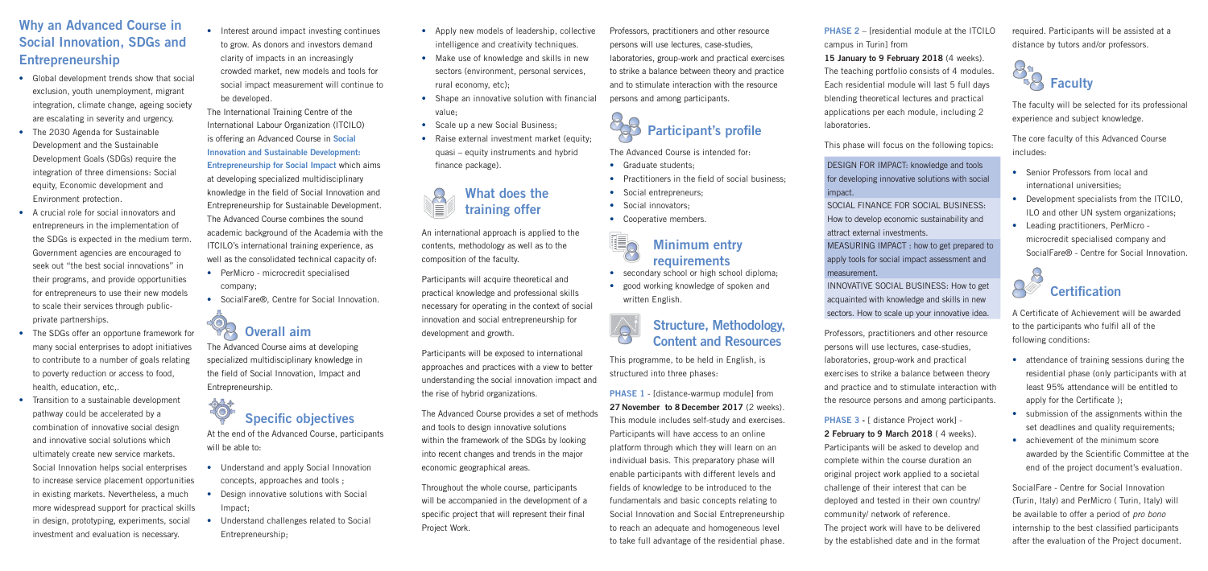## Why an Advanced Course in Social Innovation, SDGs and Entrepreneurship

- Global development trends show that social exclusion, youth unemployment, migrant integration, climate change, ageing society are escalating in severity and urgency.
- The 2030 Agenda for Sustainable Development and the Sustainable Development Goals (SDGs) require the integration of three dimensions: Social equity, Economic development and Environment protection.
- A crucial role for social innovators and entrepreneurs in the implementation of the SDGs is expected in the medium term. Government agencies are encouraged to seek out "the best social innovations" in their programs, and provide opportunities for entrepreneurs to use their new models to scale their services through public-private partnerships.
- The SDGs offer an opportune framework for many social enterprises to adopt initiatives to contribute to a number of goals relating to poverty reduction or access to food, health, education, etc,.
- Transition to a sustainable development pathway could be accelerated by a combination of innovative social design and innovative social solutions which ultimately create new service markets. Social Innovation helps social enterprises to increase service placement opportunities in existing markets. Nevertheless, a much more widespread support for practical skills in design, prototyping, experiments, social investment and evaluation is necessary.
- Interest around impact investing continues to grow. As donors and investors demand clarity of impacts in an increasingly crowded market, new models and tools for social impact measurement will continue to be developed.

The International Training Centre of the International Labour Organization (ITCILO) is offering an Advanced Course in **Social Innovation and Sustainable Development: Entrepreneurship for Social Impact** which aims at developing specialized multidisciplinary knowledge in the field of Social Innovation and Entrepreneurship for Sustainable Development. The Advanced Course combines the sound academic background of the Academia with the ITCILO's international training experience, as well as the consolidated technical capacity of:

- PerMicro - microcredit specialised company;
- SocialFare®, Centre for Social Innovation.

## Overall aim

The Advanced Course aims at developing specialized multidisciplinary knowledge in the field of Social Innovation, Impact and Entrepreneurship.

## Specific objectives

At the end of the Advanced Course, participants will be able to:

- Understand and apply Social Innovation concepts, approaches and tools ;
- Design innovative solutions with Social Impact;
- Understand challenges related to Social Entrepreneurship;
- Apply new models of leadership, collective intelligence and creativity techniques.
- Make use of knowledge and skills in new sectors (environment, personal services, rural economy, etc);
- Shape an innovative solution with financial value;
- Scale up a new Social Business;
- Raise external investment market (equity; quasi – equity instruments and hybrid finance package).

## What does the training offer

An international approach is applied to the contents, methodology as well as to the composition of the faculty.

Participants will acquire theoretical and practical knowledge and professional skills necessary for operating in the context of social innovation and social entrepreneurship for development and growth.

Participants will be exposed to international approaches and practices with a view to better understanding the social innovation impact and the rise of hybrid organizations.

The Advanced Course provides a set of methods and tools to design innovative solutions within the framework of the SDGs by looking into recent changes and trends in the major economic geographical areas.

Throughout the whole course, participants will be accompanied in the development of a specific project that will represent their final Project Work.

Professors, practitioners and other resource persons will use lectures, case-studies, laboratories, group-work and practical exercises to strike a balance between theory and practice and to stimulate interaction with the resource persons and among participants.

## Participant's profile

The Advanced Course is intended for:

- Graduate students;
- Practitioners in the field of social business;
- Social entrepreneurs;
- Social innovators;
- Cooperative members.

## Minimum entry requirements

- secondary school or high school diploma;
- good working knowledge of spoken and written English.

## Structure, Methodology, Content and Resources

This programme, to be held in English, is structured into three phases:

**PHASE 1** - [distance-warmup module] from **27 November to 8 December 2017** (2 weeks). This module includes self-study and exercises. Participants will have access to an online platform through which they will learn on an individual basis. This preparatory phase will enable participants with different levels and fields of knowledge to be introduced to the fundamentals and basic concepts relating to Social Innovation and Social Entrepreneurship to reach an adequate and homogeneous level to take full advantage of the residential phase.

**PHASE 2** – [residential module at the ITCILO campus in Turin] from **15 January to 9 February 2018** (4 weeks). The teaching portfolio consists of 4 modules. Each residential module will last 5 full days blending theoretical lectures and practical applications per each module, including 2 laboratories.

This phase will focus on the following topics:

DESIGN FOR IMPACT: knowledge and tools for developing innovative solutions with social impact.

SOCIAL FINANCE FOR SOCIAL BUSINESS: How to develop economic sustainability and attract external investments.

MEASURING IMPACT : how to get prepared to apply tools for social impact assessment and measurement.

INNOVATIVE SOCIAL BUSINESS: How to get acquainted with knowledge and skills in new sectors. How to scale up your innovative idea.

Professors, practitioners and other resource persons will use lectures, case-studies, laboratories, group-work and practical exercises to strike a balance between theory and practice and to stimulate interaction with the resource persons and among participants.

**PHASE 3** - [ distance Project work] - **2 February to 9 March 2018** ( 4 weeks). Participants will be asked to develop and complete within the course duration an original project work applied to a societal challenge of their interest that can be deployed and tested in their own country/ community/ network of reference. The project work will have to be delivered by the established date and in the format required. Participants will be assisted at a distance by tutors and/or professors.

## Faculty

The faculty will be selected for its professional experience and subject knowledge.

The core faculty of this Advanced Course includes:

- Senior Professors from local and international universities;
- Development specialists from the ITCILO, ILO and other UN system organizations;
- Leading practitioners, PerMicro - microcredit specialised company and SocialFare® - Centre for Social Innovation.

## Certification

A Certificate of Achievement will be awarded to the participants who fulfil all of the following conditions:

- attendance of training sessions during the residential phase (only participants with at least 95% attendance will be entitled to apply for the Certificate );
- submission of the assignments within the set deadlines and quality requirements;
- achievement of the minimum score awarded by the Scientific Committee at the end of the project document's evaluation.

SocialFare - Centre for Social Innovation (Turin, Italy) and PerMicro ( Turin, Italy) will be available to offer a period of *pro bono* internship to the best classified participants after the evaluation of the Project document.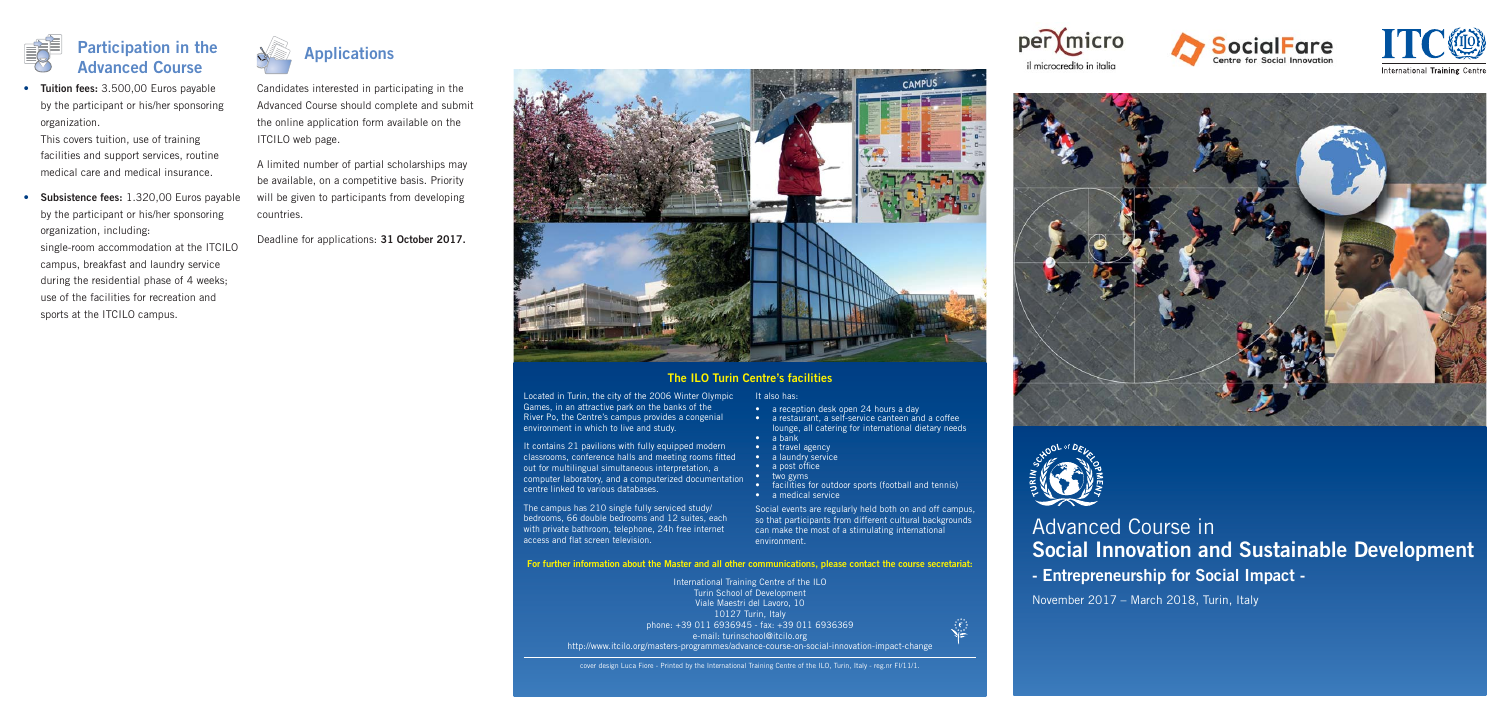## Participation in the Advanced Course

- **Tuition fees:** 3.500,00 Euros payable by the participant or his/her sponsoring organization.
  This covers tuition, use of training facilities and support services, routine medical care and medical insurance.
- **Subsistence fees:** 1.320,00 Euros payable by the participant or his/her sponsoring organization, including:
  single-room accommodation at the ITCILO campus, breakfast and laundry service during the residential phase of 4 weeks; use of the facilities for recreation and sports at the ITCILO campus.

## Applications

Candidates interested in participating in the Advanced Course should complete and submit the online application form available on the ITCILO web page.

A limited number of partial scholarships may be available, on a competitive basis. Priority will be given to participants from developing countries.

Deadline for applications: **31 October 2017.**

## The ILO Turin Centre's facilities

Located in Turin, the city of the 2006 Winter Olympic Games, in an attractive park on the banks of the River Po, the Centre's campus provides a congenial environment in which to live and study.

It contains 21 pavilions with fully equipped modern classrooms, conference halls and meeting rooms fitted out for multilingual simultaneous interpretation, a computer laboratory, and a computerized documentation centre linked to various databases.

The campus has 210 single fully serviced study/bedrooms, 66 double bedrooms and 12 suites, each with private bathroom, telephone, 24h free internet access and flat screen television.

It also has:

- a reception desk open 24 hours a day
- a restaurant, a self-service canteen and a coffee lounge, all catering for international dietary needs
- a bank
- a travel agency
- a laundry service
- a post office
- two gyms
- facilities for outdoor sports (football and tennis)
- a medical service

Social events are regularly held both on and off campus, so that participants from different cultural backgrounds can make the most of a stimulating international environment.

**For further information about the Master and all other communications, please contact the course secretariat:**

International Training Centre of the ILO
Turin School of Development
Viale Maestri del Lavoro, 10
10127 Turin, Italy
phone: +39 011 6936945 - fax: +39 011 6936369
e-mail: turinschool@itcilo.org
http://www.itcilo.org/masters-programmes/advance-course-on-social-innovation-impact-change

cover design Luca Fiore - Printed by the International Training Centre of the ILO, Turin, Italy - reg.nr FI/11/1.

per micro
il microcredito in italia

SocialFare
Centre for Social Innovation

ITC ILO
International Training Centre

TURIN SCHOOL of DEVELOPMENT

# Advanced Course in
# Social Innovation and Sustainable Development

## - Entrepreneurship for Social Impact -

November 2017 – March 2018, Turin, Italy